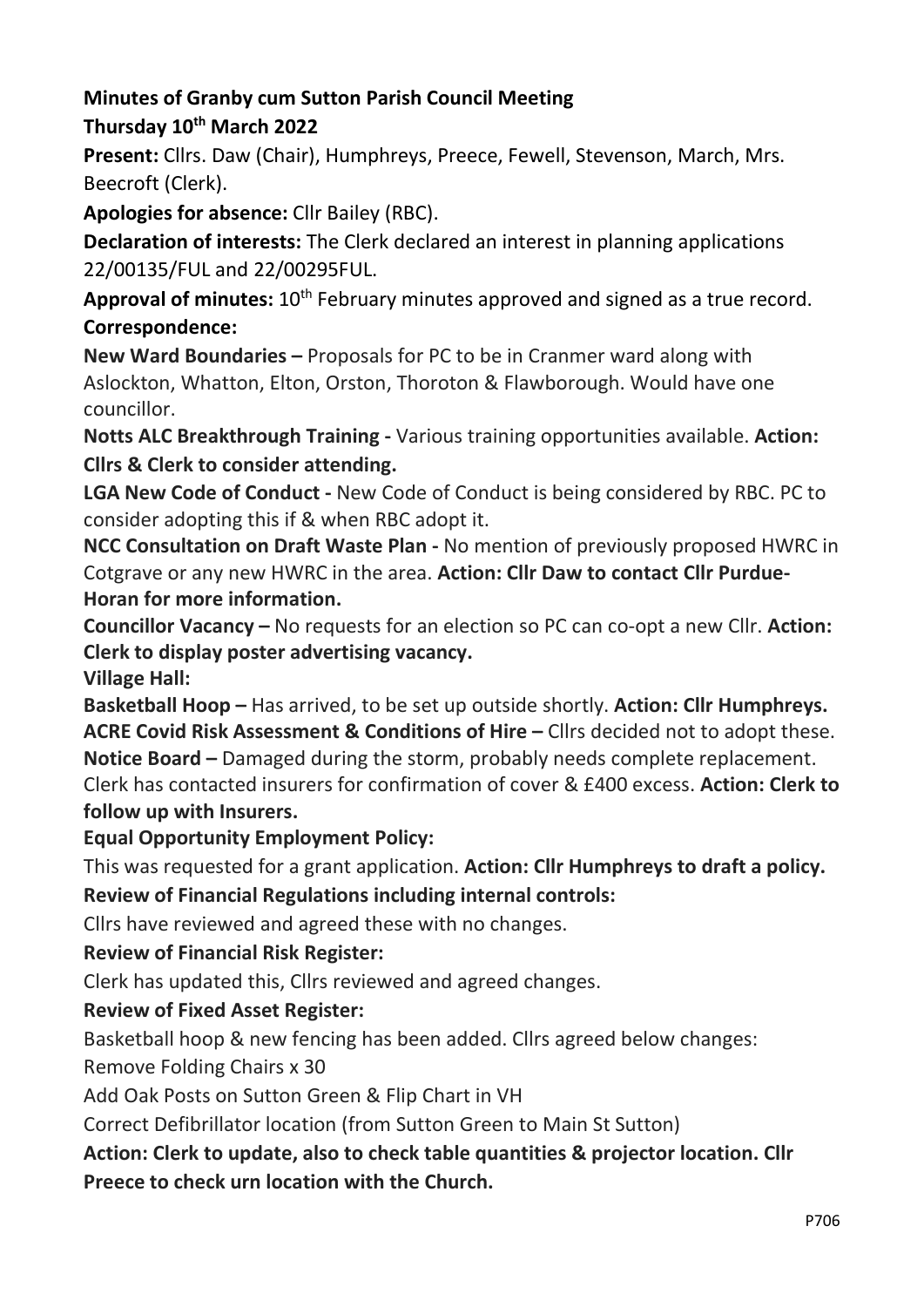**Minutes of Granby cum Sutton Parish Council Meeting**

**Thursday 10th March 2022**

**Present:** Cllrs. Daw (Chair), Humphreys, Preece, Fewell, Stevenson, March, Mrs. Beecroft (Clerk).

**Apologies for absence:** Cllr Bailey (RBC).

**Declaration of interests:** The Clerk declared an interest in planning applications 22/00135/FUL and 22/00295FUL.

**Approval of minutes:** 10th February minutes approved and signed as a true record.

**Correspondence:**

**New Ward Boundaries –** Proposals for PC to be in Cranmer ward along with Aslockton, Whatton, Elton, Orston, Thoroton & Flawborough. Would have one councillor.

**Notts ALC Breakthrough Training -** Various training opportunities available. **Action: Cllrs & Clerk to consider attending.**

**LGA New Code of Conduct -** New Code of Conduct is being considered by RBC. PC to consider adopting this if & when RBC adopt it.

**NCC Consultation on Draft Waste Plan -** No mention of previously proposed HWRC in Cotgrave or any new HWRC in the area. **Action: Cllr Daw to contact Cllr Purdue-Horan for more information.**

**Councillor Vacancy –** No requests for an election so PC can co-opt a new Cllr. **Action: Clerk to display poster advertising vacancy.**

**Village Hall:**

**Basketball Hoop –** Has arrived, to be set up outside shortly. **Action: Cllr Humphreys.**

**ACRE Covid Risk Assessment & Conditions of Hire –** Cllrs decided not to adopt these.

**Notice Board –** Damaged during the storm, probably needs complete replacement. Clerk has contacted insurers for confirmation of cover & £400 excess. **Action: Clerk to follow up with Insurers.**

**Equal Opportunity Employment Policy:**

This was requested for a grant application. **Action: Cllr Humphreys to draft a policy.**

**Review of Financial Regulations including internal controls:**

Cllrs have reviewed and agreed these with no changes.

**Review of Financial Risk Register:**

Clerk has updated this, Cllrs reviewed and agreed changes.

**Review of Fixed Asset Register:**

Basketball hoop & new fencing has been added. Cllrs agreed below changes:

Remove Folding Chairs x 30

Add Oak Posts on Sutton Green & Flip Chart in VH

Correct Defibrillator location (from Sutton Green to Main St Sutton)

**Action: Clerk to update, also to check table quantities & projector location. Cllr Preece to check urn location with the Church.**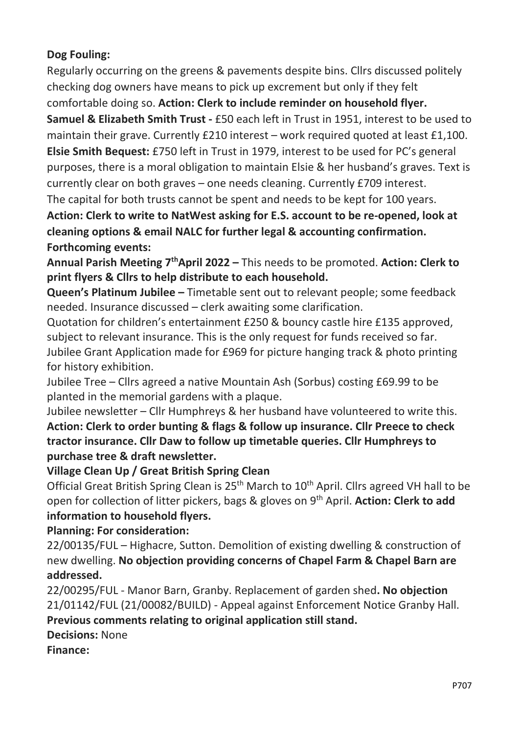**Dog Fouling:**

Regularly occurring on the greens & pavements despite bins. Cllrs discussed politely checking dog owners have means to pick up excrement but only if they felt comfortable doing so. **Action: Clerk to include reminder on household flyer.**

**Samuel & Elizabeth Smith Trust -** £50 each left in Trust in 1951, interest to be used to maintain their grave. Currently £210 interest – work required quoted at least £1,100.

**Elsie Smith Bequest:** £750 left in Trust in 1979, interest to be used for PC's general purposes, there is a moral obligation to maintain Elsie & her husband's graves. Text is currently clear on both graves – one needs cleaning. Currently £709 interest.

The capital for both trusts cannot be spent and needs to be kept for 100 years.

**Action: Clerk to write to NatWest asking for E.S. account to be re-opened, look at cleaning options & email NALC for further legal & accounting confirmation.**

**Forthcoming events:**

**Annual Parish Meeting 7th April 2022 –** This needs to be promoted. **Action: Clerk to print flyers & Cllrs to help distribute to each household.**

**Queen's Platinum Jubilee –** Timetable sent out to relevant people; some feedback needed. Insurance discussed – clerk awaiting some clarification.

Quotation for children's entertainment £250 & bouncy castle hire £135 approved, subject to relevant insurance. This is the only request for funds received so far.

Jubilee Grant Application made for £969 for picture hanging track & photo printing for history exhibition.

Jubilee Tree – Cllrs agreed a native Mountain Ash (Sorbus) costing £69.99 to be planted in the memorial gardens with a plaque.

Jubilee newsletter – Cllr Humphreys & her husband have volunteered to write this.

**Action: Clerk to order bunting & flags & follow up insurance. Cllr Preece to check tractor insurance. Cllr Daw to follow up timetable queries. Cllr Humphreys to purchase tree & draft newsletter.**

**Village Clean Up / Great British Spring Clean**

Official Great British Spring Clean is 25th March to 10th April. Cllrs agreed VH hall to be open for collection of litter pickers, bags & gloves on 9th April. **Action: Clerk to add information to household flyers.**

**Planning: For consideration:**

22/00135/FUL – Highacre, Sutton. Demolition of existing dwelling & construction of new dwelling. **No objection providing concerns of Chapel Farm & Chapel Barn are addressed.**

22/00295/FUL - Manor Barn, Granby. Replacement of garden shed**. No objection**

21/01142/FUL (21/00082/BUILD) - Appeal against Enforcement Notice Granby Hall. **Previous comments relating to original application still stand.**

**Decisions:** None

**Finance:**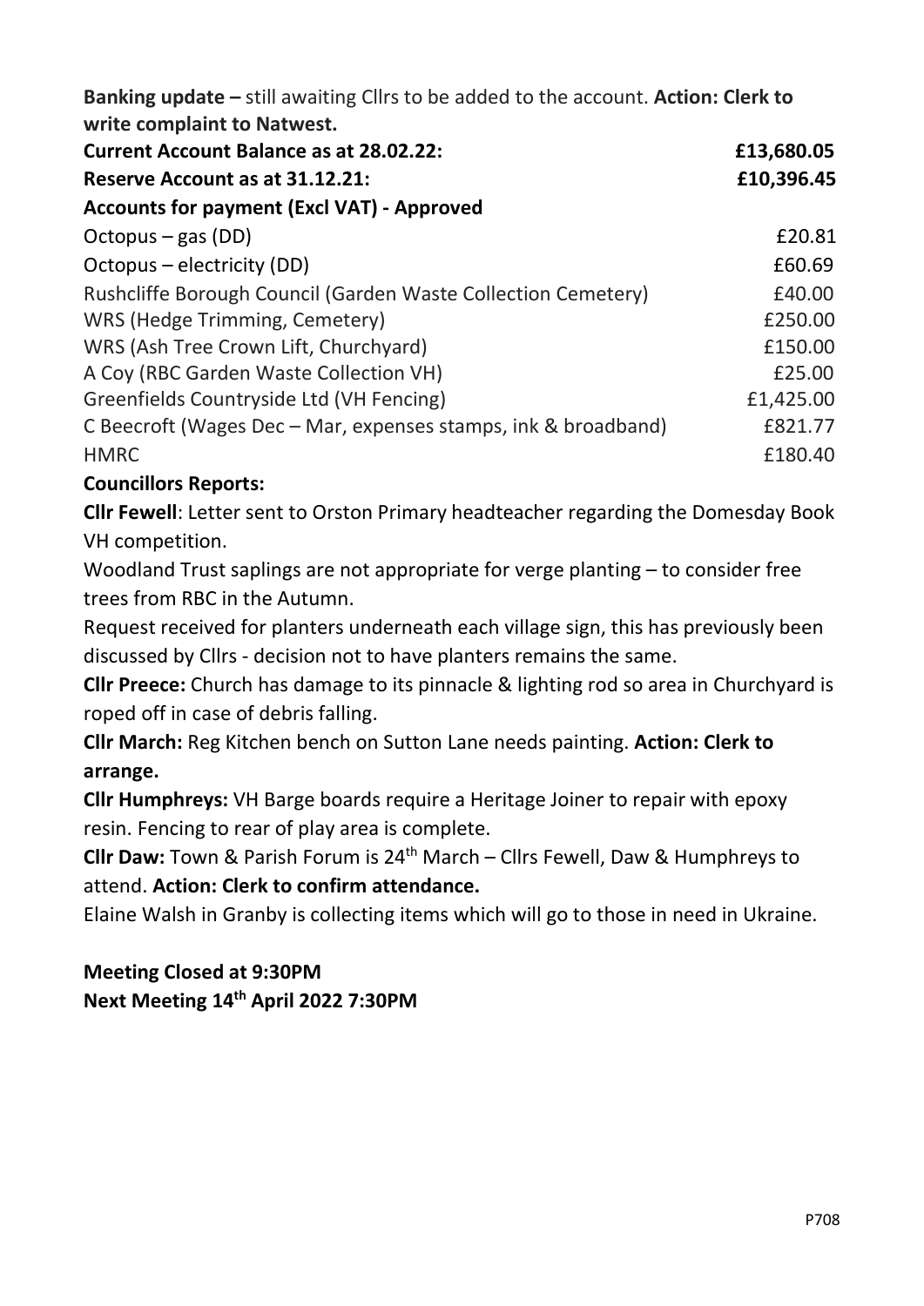**Banking update –** still awaiting Cllrs to be added to the account. **Action: Clerk to write complaint to Natwest.**

| | |
|---|---|
| **Current Account Balance as at 28.02.22:** | **£13,680.05** |
| **Reserve Account as at 31.12.21:** | **£10,396.45** |
| **Accounts for payment (Excl VAT) - Approved** | |
| Octopus – gas (DD) | £20.81 |
| Octopus – electricity (DD) | £60.69 |
| Rushcliffe Borough Council (Garden Waste Collection Cemetery) | £40.00 |
| WRS (Hedge Trimming, Cemetery) | £250.00 |
| WRS (Ash Tree Crown Lift, Churchyard) | £150.00 |
| A Coy (RBC Garden Waste Collection VH) | £25.00 |
| Greenfields Countryside Ltd (VH Fencing) | £1,425.00 |
| C Beecroft (Wages Dec – Mar, expenses stamps, ink & broadband) | £821.77 |
| HMRC | £180.40 |

**Councillors Reports:**

**Cllr Fewell**: Letter sent to Orston Primary headteacher regarding the Domesday Book VH competition.

Woodland Trust saplings are not appropriate for verge planting – to consider free trees from RBC in the Autumn.

Request received for planters underneath each village sign, this has previously been discussed by Cllrs - decision not to have planters remains the same.

**Cllr Preece:** Church has damage to its pinnacle & lighting rod so area in Churchyard is roped off in case of debris falling.

**Cllr March:** Reg Kitchen bench on Sutton Lane needs painting. **Action: Clerk to arrange.**

**Cllr Humphreys:** VH Barge boards require a Heritage Joiner to repair with epoxy resin. Fencing to rear of play area is complete.

**Cllr Daw:** Town & Parish Forum is 24th March – Cllrs Fewell, Daw & Humphreys to attend. **Action: Clerk to confirm attendance.**

Elaine Walsh in Granby is collecting items which will go to those in need in Ukraine.

**Meeting Closed at 9:30PM**

**Next Meeting 14th April 2022 7:30PM**